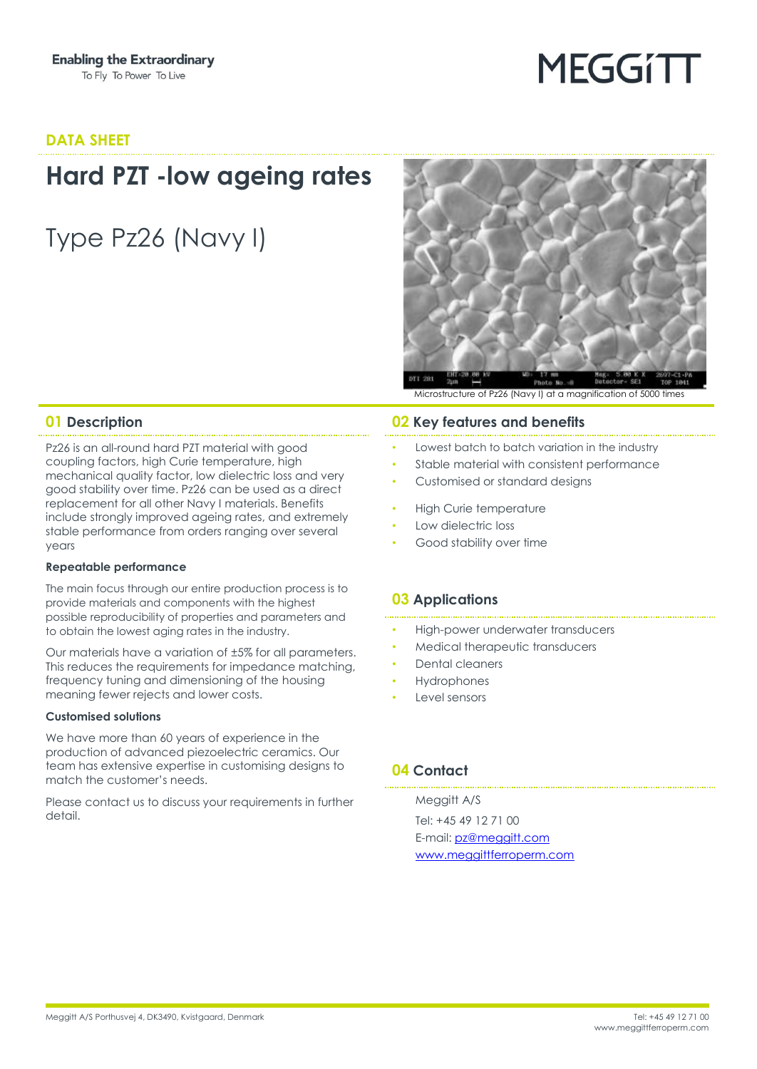Enabling the Extraordinary
To Fly To Power To Live

MEGGiTT

DATA SHEET

# Hard PZT -low ageing rates

# Type Pz26 (Navy I)

Microstructure of Pz26 (Navy I) at a magnification of 5000 times

## 01 Description

Pz26 is an all-round hard PZT material with good coupling factors, high Curie temperature, high mechanical quality factor, low dielectric loss and very good stability over time. Pz26 can be used as a direct replacement for all other Navy I materials. Benefits include strongly improved ageing rates, and extremely stable performance from orders ranging over several years

### Repeatable performance

The main focus through our entire production process is to provide materials and components with the highest possible reproducibility of properties and parameters and to obtain the lowest aging rates in the industry.

Our materials have a variation of ±5% for all parameters. This reduces the requirements for impedance matching, frequency tuning and dimensioning of the housing meaning fewer rejects and lower costs.

### Customised solutions

We have more than 60 years of experience in the production of advanced piezoelectric ceramics. Our team has extensive expertise in customising designs to match the customer's needs.

Please contact us to discuss your requirements in further detail.

## 02 Key features and benefits

- Lowest batch to batch variation in the industry
- Stable material with consistent performance
- Customised or standard designs
- High Curie temperature
- Low dielectric loss
- Good stability over time

## 03 Applications

- High-power underwater transducers
- Medical therapeutic transducers
- Dental cleaners
- Hydrophones
- Level sensors

## 04 Contact

Meggitt A/S
Tel: +45 49 12 71 00
E-mail: pz@meggitt.com
www.meggittferroperm.com

Meggitt A/S Porthusvej 4, DK3490, Kvistgaard, Denmark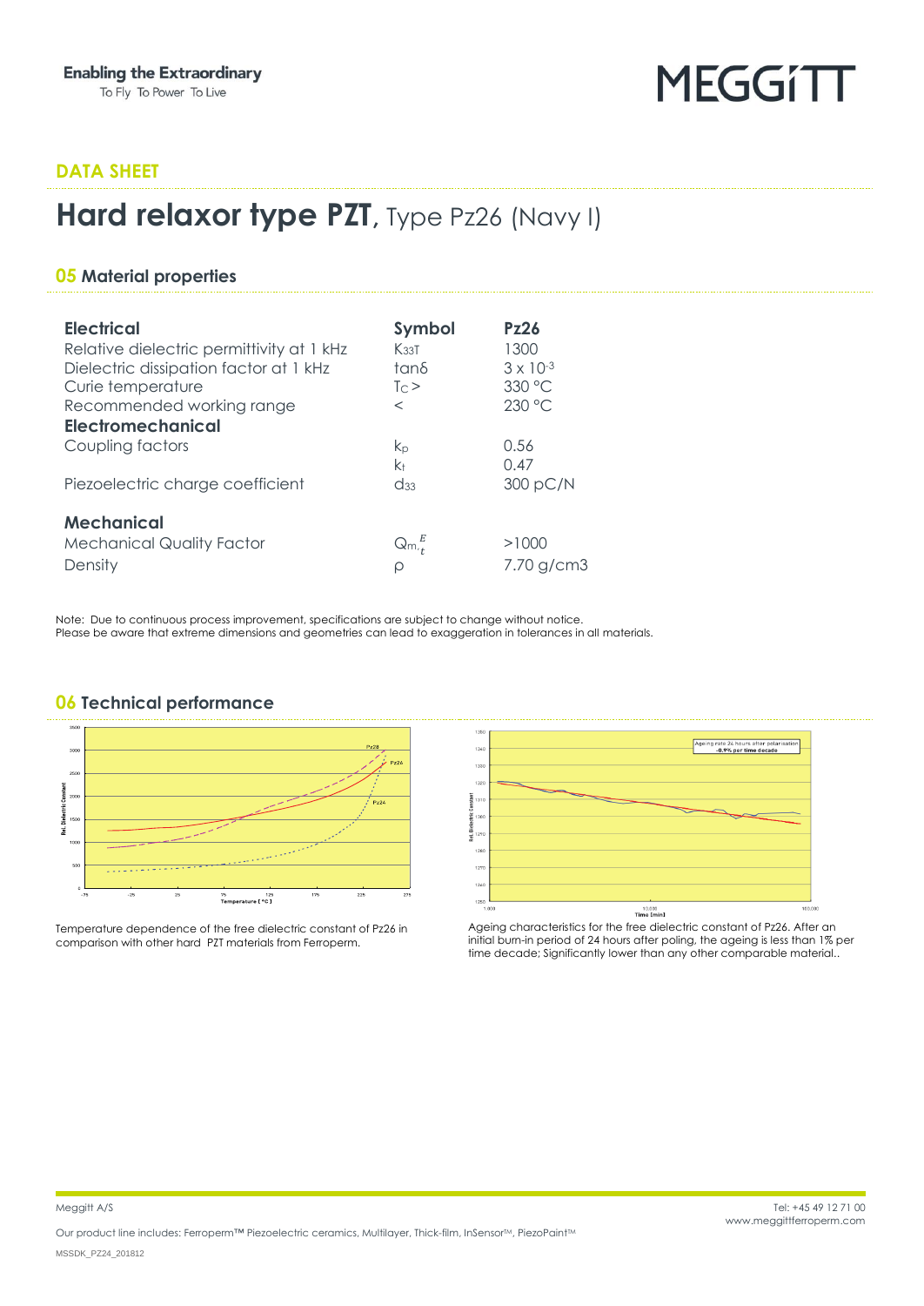## DATA SHEET

# Hard relaxor type PZT, Type Pz26 (Navy I)

## 05 Material properties

| Electrical | Symbol | Pz26 |
|---|---|---|
| Relative dielectric permittivity at 1 kHz | $K_{33T}$ | 1300 |
| Dielectric dissipation factor at 1 kHz | tanδ | $3 \times 10^{-3}$ |
| Curie temperature | $T_C >$ | 330 °C |
| Recommended working range | < | 230 °C |
| **Electromechanical** | | |
| Coupling factors | $k_p$ | 0.56 |
| | $k_t$ | 0.47 |
| Piezoelectric charge coefficient | $d_{33}$ | 300 pC/N |
| **Mechanical** | | |
| Mechanical Quality Factor | $Q_{m,t}^{E}$ | >1000 |
| Density | ρ | 7.70 g/cm3 |

Note: Due to continuous process improvement, specifications are subject to change without notice.
Please be aware that extreme dimensions and geometries can lead to exaggeration in tolerances in all materials.

## 06 Technical performance

Temperature dependence of the free dielectric constant of Pz26 in comparison with other hard PZT materials from Ferroperm.

Ageing characteristics for the free dielectric constant of Pz26. After an initial burn-in period of 24 hours after poling, the ageing is less than 1% per time decade; Significantly lower than any other comparable material..

Meggitt A/S

Tel: +45 49 12 71 00
www.meggittferroperm.com

Our product line includes: Ferroperm™ Piezoelectric ceramics, Multilayer, Thick-film, InSensor™, PiezoPaint™

MSSDK_PZ24_201812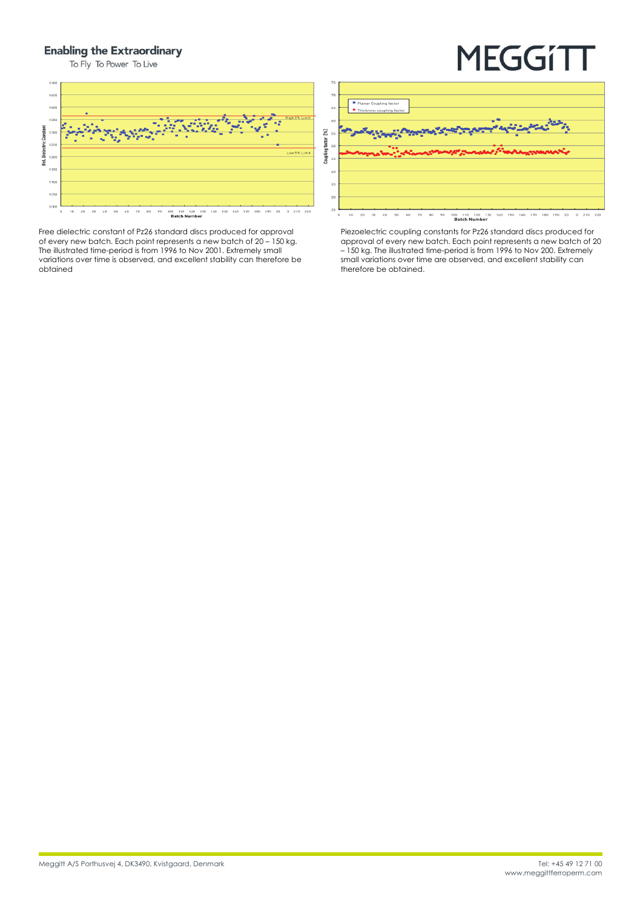Rel. Dielectric Constant

1500
1450
1400
1350
1300
1250
1200
1150
1100
1050
1000

High 5% Limit

Low 5% Limit

0 10 20 30 40 50 60 70 80 90 100 110 120 130 140 150 160 170 180 190 20 0 210 220

Batch Number

Free dielectric constant of Pz26 standard discs produced for approval of every new batch. Each point represents a new batch of 20 – 150 kg. The illustrated time-period is from 1996 to Nov 2001. Extremely small variations over time is observed, and excellent stability can therefore be obtained

Coupling factor [%]

75
70
65
60
55
50
45
40
35
30
25

Planar Coupling factor

Thickness coupling factor

0 10 20 30 40 50 60 70 80 90 100 110 120 130 140 150 160 170 180 190 20 0 210 220

Batch Number

Piezoelectric coupling constants for Pz26 standard discs produced for approval of every new batch. Each point represents a new batch of 20 – 150 kg. The illustrated time-period is from 1996 to Nov 200. Extremely small variations over time are observed, and excellent stability can therefore be obtained.